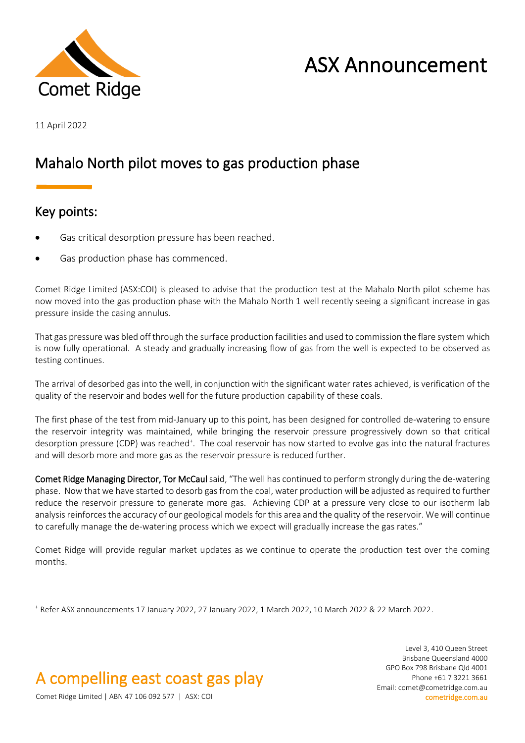# ASX Announcement

11 April 2022

## Mahalo North pilot moves to gas production phase

### Key points:

- Gas critical desorption pressure has been reached.
- Gas production phase has commenced.

Comet Ridge Limited (ASX:COI) is pleased to advise that the production test at the Mahalo North pilot scheme has now moved into the gas production phase with the Mahalo North 1 well recently seeing a significant increase in gas pressure inside the casing annulus.

That gas pressure was bled off through the surface production facilities and used to commission the flare system which is now fully operational. A steady and gradually increasing flow of gas from the well is expected to be observed as testing continues.

The arrival of desorbed gas into the well, in conjunction with the significant water rates achieved, is verification of the quality of the reservoir and bodes well for the future production capability of these coals.

The first phase of the test from mid-January up to this point, has been designed for controlled de-watering to ensure the reservoir integrity was maintained, while bringing the reservoir pressure progressively down so that critical desorption pressure (CDP) was reached[+]. The coal reservoir has now started to evolve gas into the natural fractures and will desorb more and more gas as the reservoir pressure is reduced further.

**Comet Ridge Managing Director, Tor McCaul** said, "The well has continued to perform strongly during the de-watering phase. Now that we have started to desorb gas from the coal, water production will be adjusted as required to further reduce the reservoir pressure to generate more gas. Achieving CDP at a pressure very close to our isotherm lab analysis reinforces the accuracy of our geological models for this area and the quality of the reservoir. We will continue to carefully manage the de-watering process which we expect will gradually increase the gas rates."

Comet Ridge will provide regular market updates as we continue to operate the production test over the coming months.

[+] Refer ASX announcements 17 January 2022, 27 January 2022, 1 March 2022, 10 March 2022 & 22 March 2022.

A compelling east coast gas play

Comet Ridge Limited | ABN 47 106 092 577 | ASX: COI

Level 3, 410 Queen Street
Brisbane Queensland 4000
GPO Box 798 Brisbane Qld 4001
Phone +61 7 3221 3661
Email: comet@cometridge.com.au
cometridge.com.au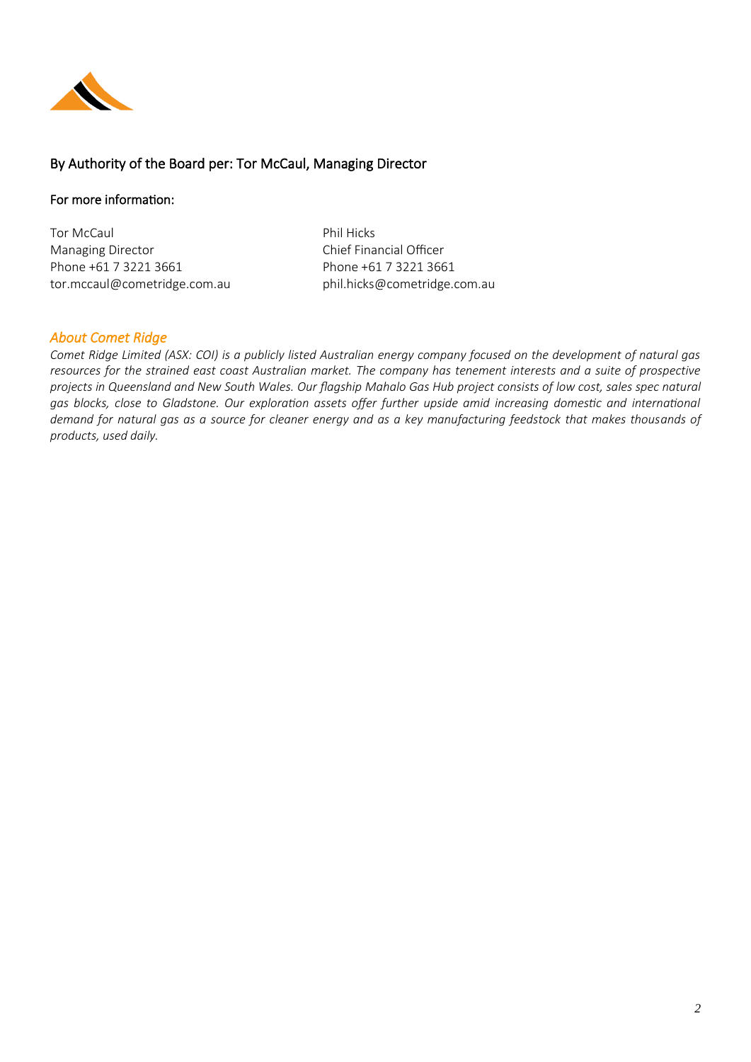By Authority of the Board per: Tor McCaul, Managing Director

For more information:

Tor McCaul
Managing Director
Phone +61 7 3221 3661
tor.mccaul@cometridge.com.au

Phil Hicks
Chief Financial Officer
Phone +61 7 3221 3661
phil.hicks@cometridge.com.au

## *About Comet Ridge*

*Comet Ridge Limited (ASX: COI) is a publicly listed Australian energy company focused on the development of natural gas resources for the strained east coast Australian market. The company has tenement interests and a suite of prospective projects in Queensland and New South Wales. Our flagship Mahalo Gas Hub project consists of low cost, sales spec natural gas blocks, close to Gladstone. Our exploration assets offer further upside amid increasing domestic and international demand for natural gas as a source for cleaner energy and as a key manufacturing feedstock that makes thousands of products, used daily.*